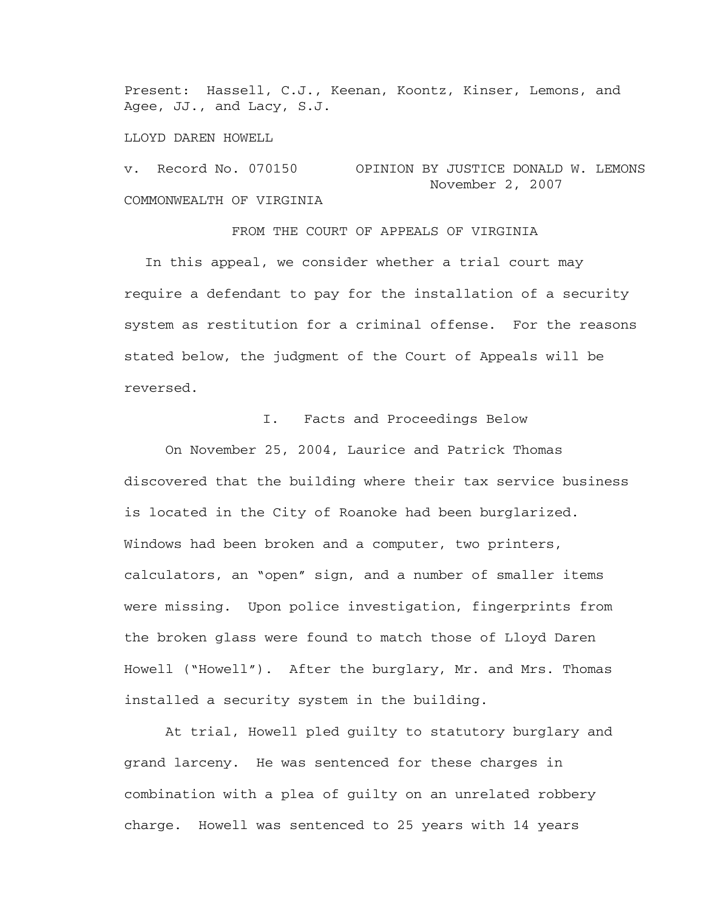Present: Hassell, C.J., Keenan, Koontz, Kinser, Lemons, and Agee, JJ., and Lacy, S.J.

LLOYD DAREN HOWELL

v. Record No. 070150 OPINION BY JUSTICE DONALD W. LEMONS
November 2, 2007

COMMONWEALTH OF VIRGINIA

FROM THE COURT OF APPEALS OF VIRGINIA

In this appeal, we consider whether a trial court may require a defendant to pay for the installation of a security system as restitution for a criminal offense. For the reasons stated below, the judgment of the Court of Appeals will be reversed.

## I. Facts and Proceedings Below

On November 25, 2004, Laurice and Patrick Thomas discovered that the building where their tax service business is located in the City of Roanoke had been burglarized. Windows had been broken and a computer, two printers, calculators, an "open" sign, and a number of smaller items were missing. Upon police investigation, fingerprints from the broken glass were found to match those of Lloyd Daren Howell ("Howell"). After the burglary, Mr. and Mrs. Thomas installed a security system in the building.

At trial, Howell pled guilty to statutory burglary and grand larceny. He was sentenced for these charges in combination with a plea of guilty on an unrelated robbery charge. Howell was sentenced to 25 years with 14 years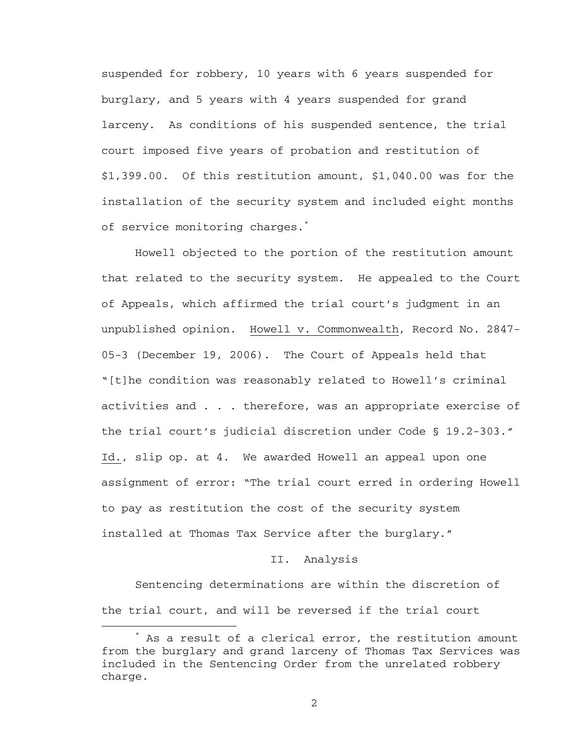suspended for robbery, 10 years with 6 years suspended for burglary, and 5 years with 4 years suspended for grand larceny. As conditions of his suspended sentence, the trial court imposed five years of probation and restitution of $1,399.00. Of this restitution amount, $1,040.00 was for the installation of the security system and included eight months of service monitoring charges.*

Howell objected to the portion of the restitution amount that related to the security system. He appealed to the Court of Appeals, which affirmed the trial court's judgment in an unpublished opinion. Howell v. Commonwealth, Record No. 2847-05-3 (December 19, 2006). The Court of Appeals held that "[t]he condition was reasonably related to Howell's criminal activities and . . . therefore, was an appropriate exercise of the trial court's judicial discretion under Code § 19.2-303." Id., slip op. at 4. We awarded Howell an appeal upon one assignment of error: "The trial court erred in ordering Howell to pay as restitution the cost of the security system installed at Thomas Tax Service after the burglary."

## II. Analysis

Sentencing determinations are within the discretion of the trial court, and will be reversed if the trial court

* As a result of a clerical error, the restitution amount from the burglary and grand larceny of Thomas Tax Services was included in the Sentencing Order from the unrelated robbery charge.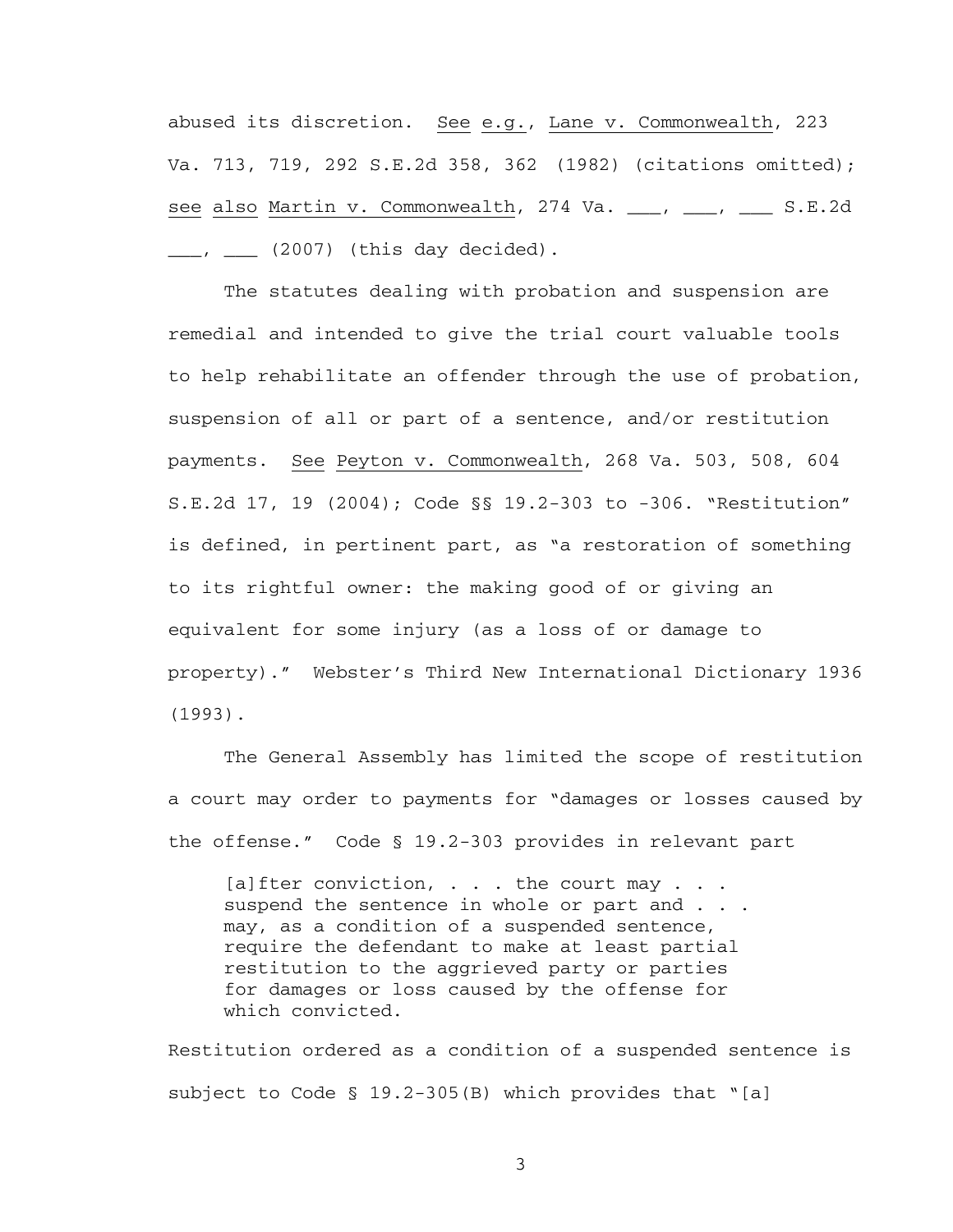abused its discretion. See e.g., Lane v. Commonwealth, 223 Va. 713, 719, 292 S.E.2d 358, 362 (1982) (citations omitted); see also Martin v. Commonwealth, 274 Va. ___, ___, ___ S.E.2d ___, ___ (2007) (this day decided).

The statutes dealing with probation and suspension are remedial and intended to give the trial court valuable tools to help rehabilitate an offender through the use of probation, suspension of all or part of a sentence, and/or restitution payments. See Peyton v. Commonwealth, 268 Va. 503, 508, 604 S.E.2d 17, 19 (2004); Code §§ 19.2-303 to -306. "Restitution" is defined, in pertinent part, as "a restoration of something to its rightful owner: the making good of or giving an equivalent for some injury (as a loss of or damage to property)." Webster's Third New International Dictionary 1936 (1993).

The General Assembly has limited the scope of restitution a court may order to payments for "damages or losses caused by the offense." Code § 19.2-303 provides in relevant part

> [a]fter conviction, . . . the court may . . . suspend the sentence in whole or part and . . . may, as a condition of a suspended sentence, require the defendant to make at least partial restitution to the aggrieved party or parties for damages or loss caused by the offense for which convicted.

Restitution ordered as a condition of a suspended sentence is subject to Code § 19.2-305(B) which provides that "[a]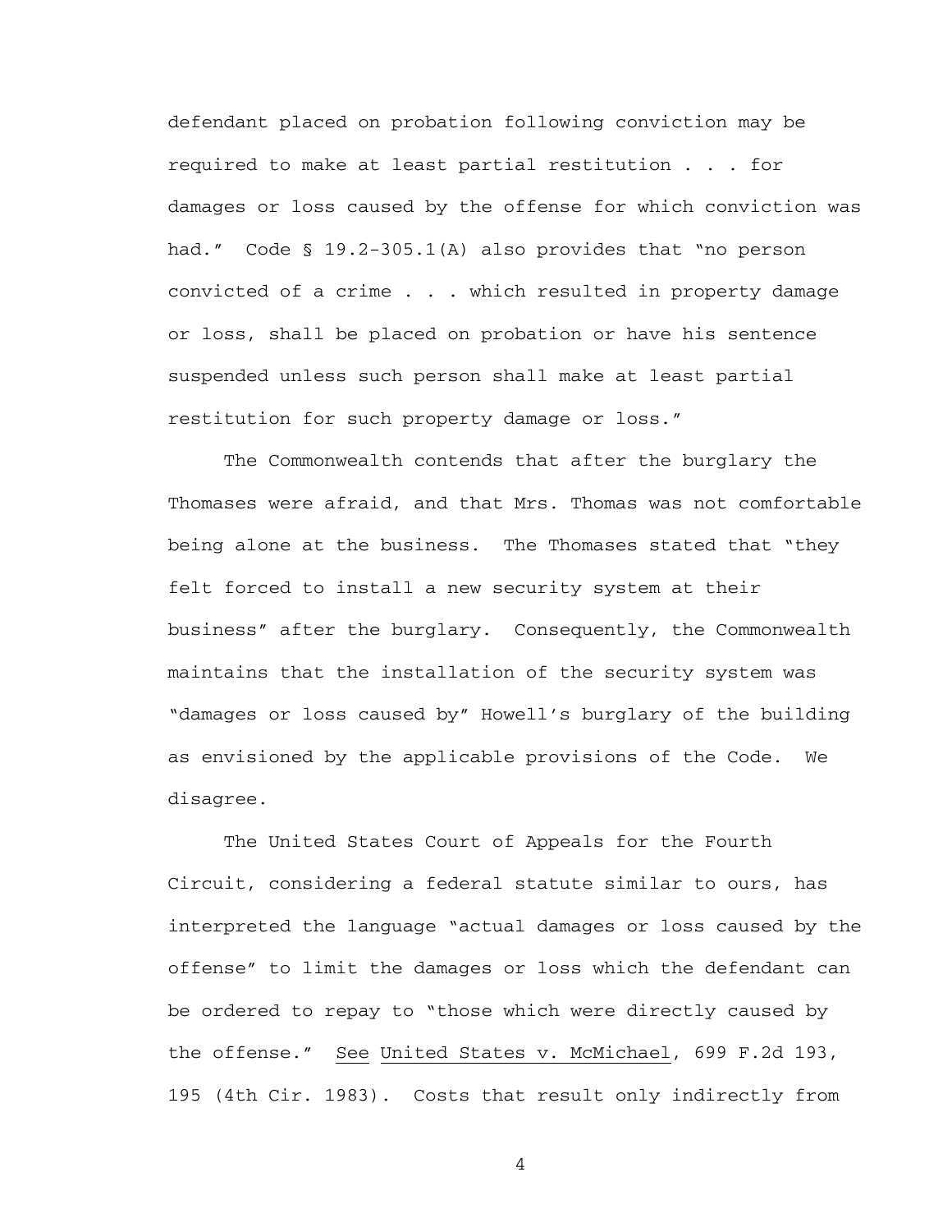defendant placed on probation following conviction may be required to make at least partial restitution . . . for damages or loss caused by the offense for which conviction was had." Code § 19.2-305.1(A) also provides that "no person convicted of a crime . . . which resulted in property damage or loss, shall be placed on probation or have his sentence suspended unless such person shall make at least partial restitution for such property damage or loss."

The Commonwealth contends that after the burglary the Thomases were afraid, and that Mrs. Thomas was not comfortable being alone at the business. The Thomases stated that "they felt forced to install a new security system at their business" after the burglary. Consequently, the Commonwealth maintains that the installation of the security system was "damages or loss caused by" Howell's burglary of the building as envisioned by the applicable provisions of the Code. We disagree.

The United States Court of Appeals for the Fourth Circuit, considering a federal statute similar to ours, has interpreted the language "actual damages or loss caused by the offense" to limit the damages or loss which the defendant can be ordered to repay to "those which were directly caused by the offense." See United States v. McMichael, 699 F.2d 193, 195 (4th Cir. 1983). Costs that result only indirectly from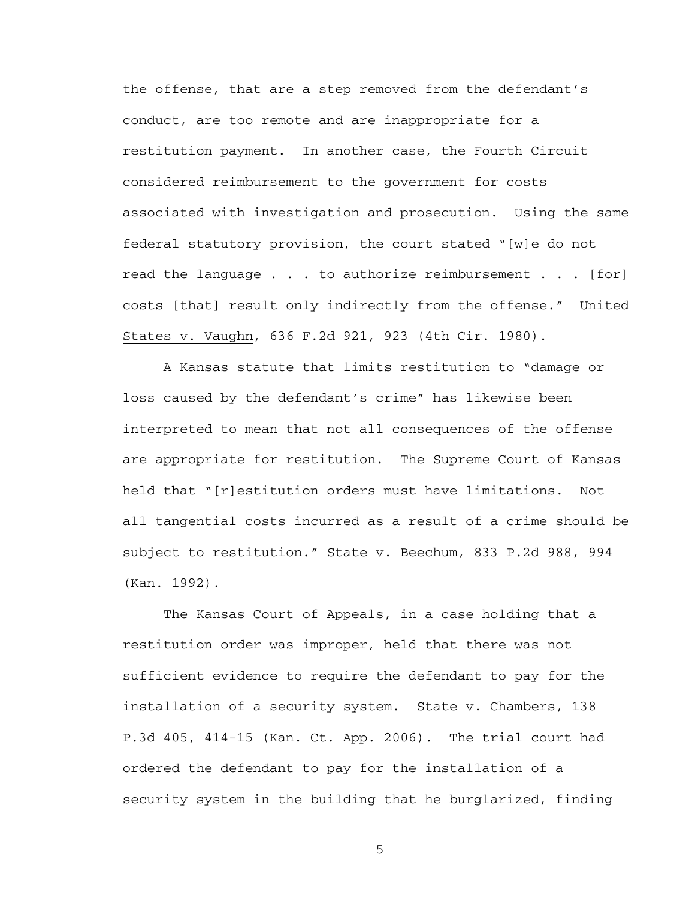the offense, that are a step removed from the defendant's conduct, are too remote and are inappropriate for a restitution payment. In another case, the Fourth Circuit considered reimbursement to the government for costs associated with investigation and prosecution. Using the same federal statutory provision, the court stated "[w]e do not read the language . . . to authorize reimbursement . . . [for] costs [that] result only indirectly from the offense." United States v. Vaughn, 636 F.2d 921, 923 (4th Cir. 1980).

A Kansas statute that limits restitution to "damage or loss caused by the defendant's crime" has likewise been interpreted to mean that not all consequences of the offense are appropriate for restitution. The Supreme Court of Kansas held that "[r]estitution orders must have limitations. Not all tangential costs incurred as a result of a crime should be subject to restitution." State v. Beechum, 833 P.2d 988, 994 (Kan. 1992).

The Kansas Court of Appeals, in a case holding that a restitution order was improper, held that there was not sufficient evidence to require the defendant to pay for the installation of a security system. State v. Chambers, 138 P.3d 405, 414-15 (Kan. Ct. App. 2006). The trial court had ordered the defendant to pay for the installation of a security system in the building that he burglarized, finding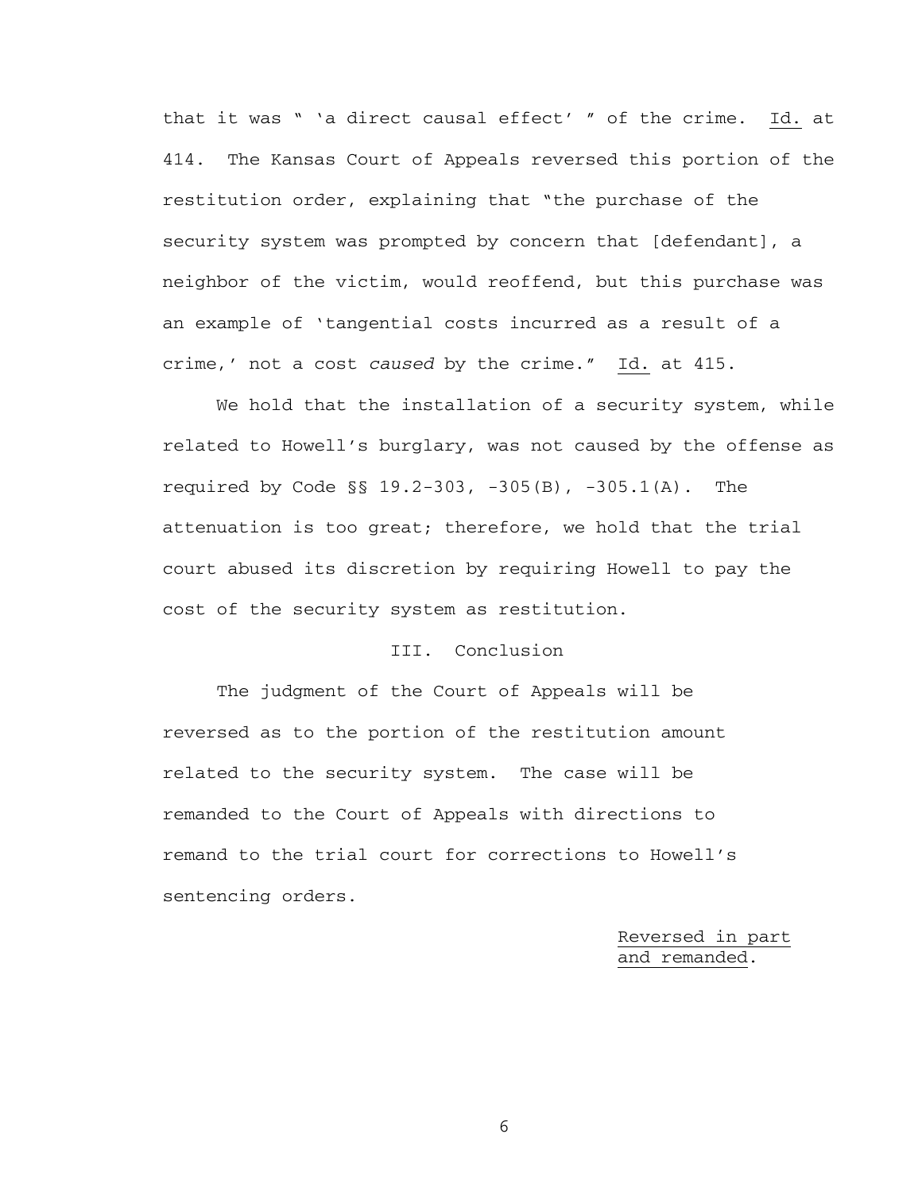that it was " 'a direct causal effect' " of the crime. Id. at 414. The Kansas Court of Appeals reversed this portion of the restitution order, explaining that "the purchase of the security system was prompted by concern that [defendant], a neighbor of the victim, would reoffend, but this purchase was an example of 'tangential costs incurred as a result of a crime,' not a cost *caused* by the crime." Id. at 415.

We hold that the installation of a security system, while related to Howell's burglary, was not caused by the offense as required by Code §§ 19.2-303, -305(B), -305.1(A). The attenuation is too great; therefore, we hold that the trial court abused its discretion by requiring Howell to pay the cost of the security system as restitution.

## III. Conclusion

The judgment of the Court of Appeals will be reversed as to the portion of the restitution amount related to the security system. The case will be remanded to the Court of Appeals with directions to remand to the trial court for corrections to Howell's sentencing orders.

Reversed in part and remanded.